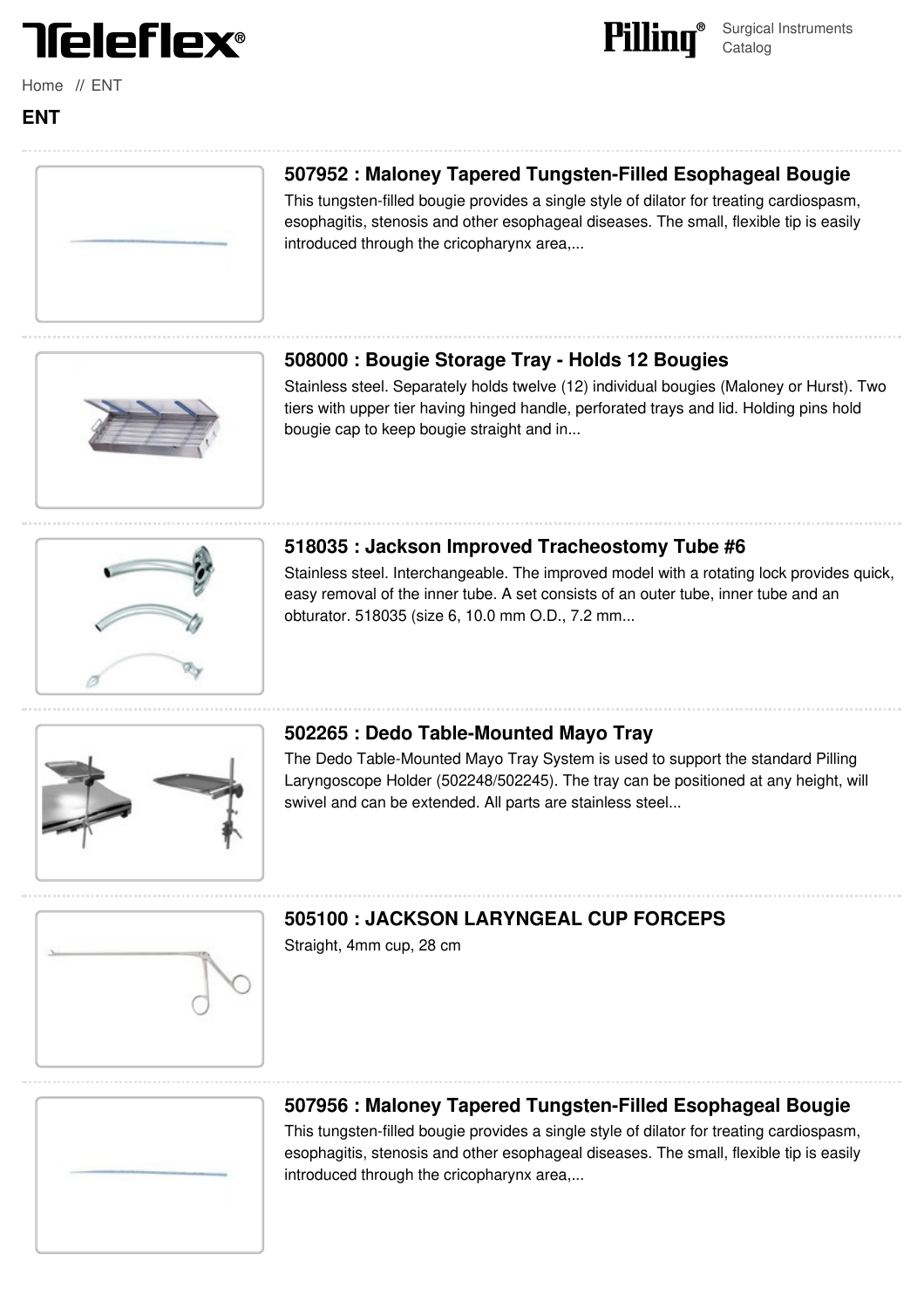Home // ENT

# ENT

## 507952 : Maloney Tapered Tungsten-Filled Esophageal Bougie

This tungsten-filled bougie provides a single style of dilator for treating cardiospasm, esophagitis, stenosis and other esophageal diseases. The small, flexible tip is easily introduced through the cricopharynx area,...

## 508000 : Bougie Storage Tray - Holds 12 Bougies

Stainless steel. Separately holds twelve (12) individual bougies (Maloney or Hurst). Two tiers with upper tier having hinged handle, perforated trays and lid. Holding pins hold bougie cap to keep bougie straight and in...

## 518035 : Jackson Improved Tracheostomy Tube #6

Stainless steel. Interchangeable. The improved model with a rotating lock provides quick, easy removal of the inner tube. A set consists of an outer tube, inner tube and an obturator. 518035 (size 6, 10.0 mm O.D., 7.2 mm...

## 502265 : Dedo Table-Mounted Mayo Tray

The Dedo Table-Mounted Mayo Tray System is used to support the standard Pilling Laryngoscope Holder (502248/502245). The tray can be positioned at any height, will swivel and can be extended. All parts are stainless steel...

## 505100 : JACKSON LARYNGEAL CUP FORCEPS

Straight, 4mm cup, 28 cm

## 507956 : Maloney Tapered Tungsten-Filled Esophageal Bougie

This tungsten-filled bougie provides a single style of dilator for treating cardiospasm, esophagitis, stenosis and other esophageal diseases. The small, flexible tip is easily introduced through the cricopharynx area,...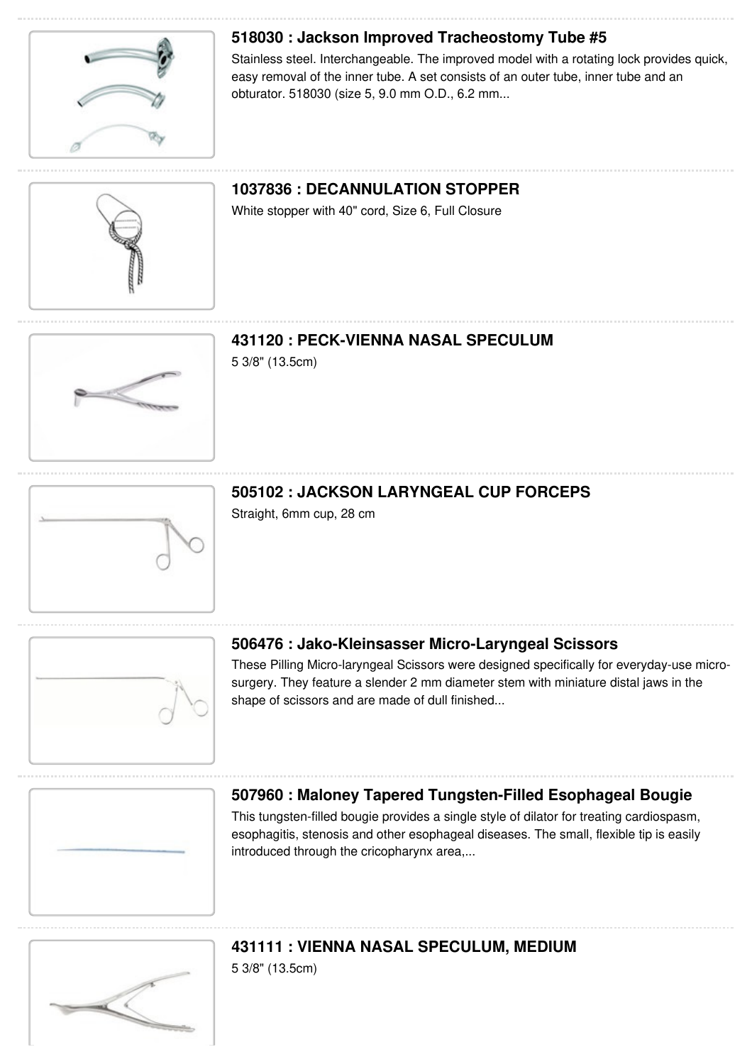### 518030 : Jackson Improved Tracheostomy Tube #5

Stainless steel. Interchangeable. The improved model with a rotating lock provides quick, easy removal of the inner tube. A set consists of an outer tube, inner tube and an obturator. 518030 (size 5, 9.0 mm O.D., 6.2 mm...

### 1037836 : DECANNULATION STOPPER

White stopper with 40" cord, Size 6, Full Closure

### 431120 : PECK-VIENNA NASAL SPECULUM

5 3/8" (13.5cm)

### 505102 : JACKSON LARYNGEAL CUP FORCEPS

Straight, 6mm cup, 28 cm

### 506476 : Jako-Kleinsasser Micro-Laryngeal Scissors

These Pilling Micro-laryngeal Scissors were designed specifically for everyday-use micro-surgery. They feature a slender 2 mm diameter stem with miniature distal jaws in the shape of scissors and are made of dull finished...

### 507960 : Maloney Tapered Tungsten-Filled Esophageal Bougie

This tungsten-filled bougie provides a single style of dilator for treating cardiospasm, esophagitis, stenosis and other esophageal diseases. The small, flexible tip is easily introduced through the cricopharynx area,...

### 431111 : VIENNA NASAL SPECULUM, MEDIUM

5 3/8" (13.5cm)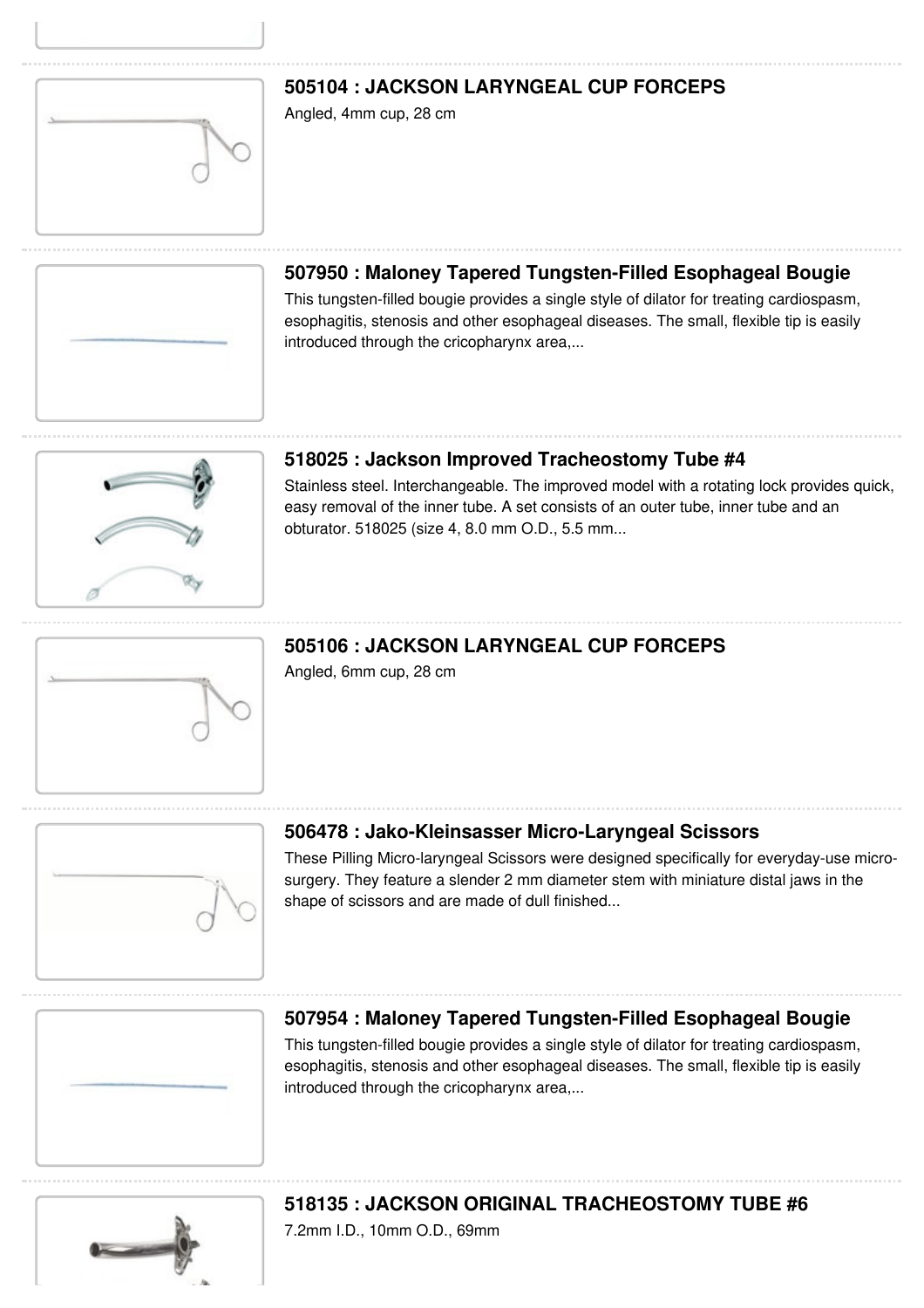## 505104 : JACKSON LARYNGEAL CUP FORCEPS

Angled, 4mm cup, 28 cm

## 507950 : Maloney Tapered Tungsten-Filled Esophageal Bougie

This tungsten-filled bougie provides a single style of dilator for treating cardiospasm, esophagitis, stenosis and other esophageal diseases. The small, flexible tip is easily introduced through the cricopharynx area,...

## 518025 : Jackson Improved Tracheostomy Tube #4

Stainless steel. Interchangeable. The improved model with a rotating lock provides quick, easy removal of the inner tube. A set consists of an outer tube, inner tube and an obturator. 518025 (size 4, 8.0 mm O.D., 5.5 mm...

## 505106 : JACKSON LARYNGEAL CUP FORCEPS

Angled, 6mm cup, 28 cm

## 506478 : Jako-Kleinsasser Micro-Laryngeal Scissors

These Pilling Micro-laryngeal Scissors were designed specifically for everyday-use micro-surgery. They feature a slender 2 mm diameter stem with miniature distal jaws in the shape of scissors and are made of dull finished...

## 507954 : Maloney Tapered Tungsten-Filled Esophageal Bougie

This tungsten-filled bougie provides a single style of dilator for treating cardiospasm, esophagitis, stenosis and other esophageal diseases. The small, flexible tip is easily introduced through the cricopharynx area,...

## 518135 : JACKSON ORIGINAL TRACHEOSTOMY TUBE #6

7.2mm I.D., 10mm O.D., 69mm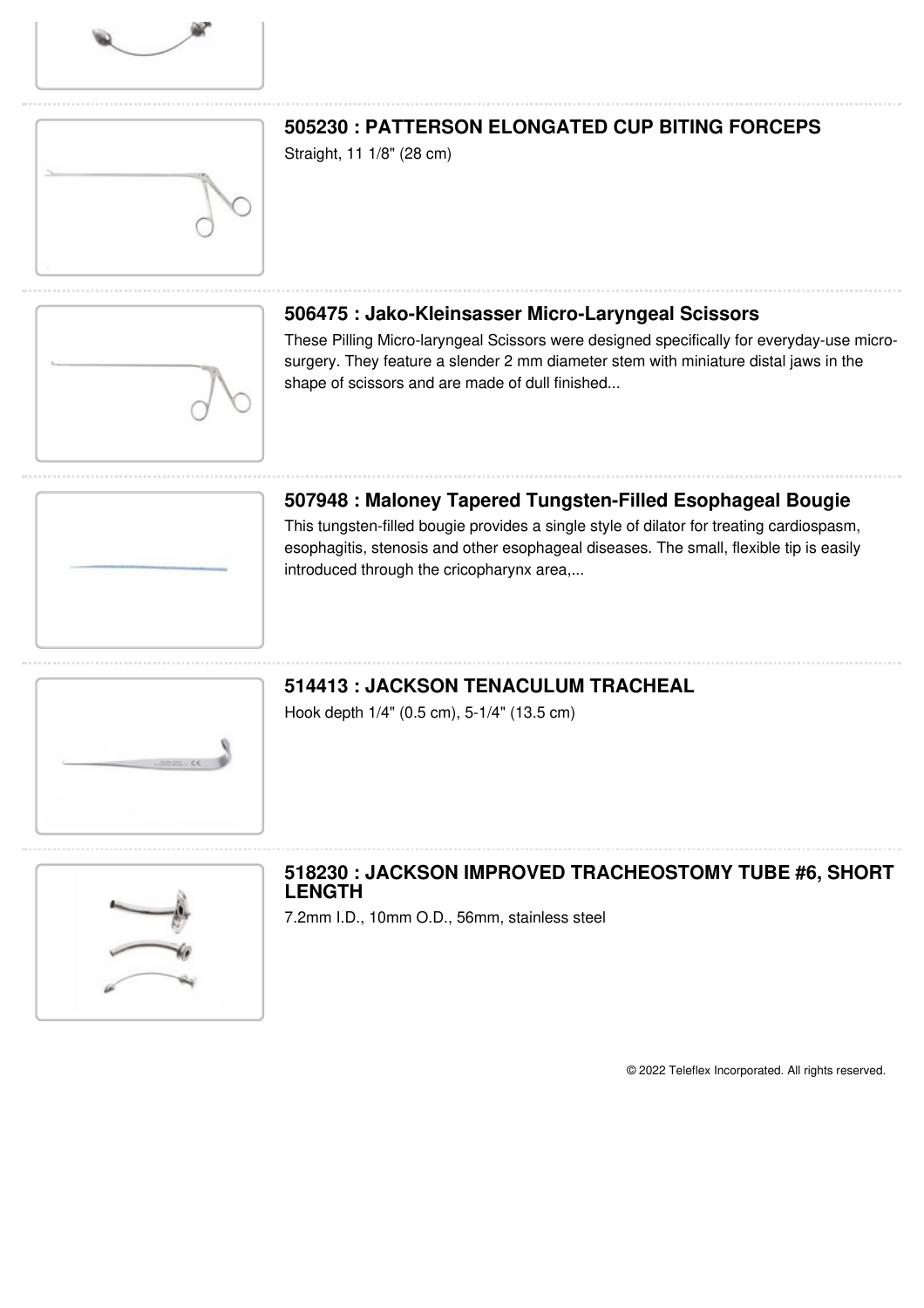### 505230 : PATTERSON ELONGATED CUP BITING FORCEPS

Straight, 11 1/8" (28 cm)

### 506475 : Jako-Kleinsasser Micro-Laryngeal Scissors

These Pilling Micro-laryngeal Scissors were designed specifically for everyday-use micro-surgery. They feature a slender 2 mm diameter stem with miniature distal jaws in the shape of scissors and are made of dull finished...

### 507948 : Maloney Tapered Tungsten-Filled Esophageal Bougie

This tungsten-filled bougie provides a single style of dilator for treating cardiospasm, esophagitis, stenosis and other esophageal diseases. The small, flexible tip is easily introduced through the cricopharynx area,...

### 514413 : JACKSON TENACULUM TRACHEAL

Hook depth 1/4" (0.5 cm), 5-1/4" (13.5 cm)

### 518230 : JACKSON IMPROVED TRACHEOSTOMY TUBE #6, SHORT LENGTH

7.2mm I.D., 10mm O.D., 56mm, stainless steel

© 2022 Teleflex Incorporated. All rights reserved.